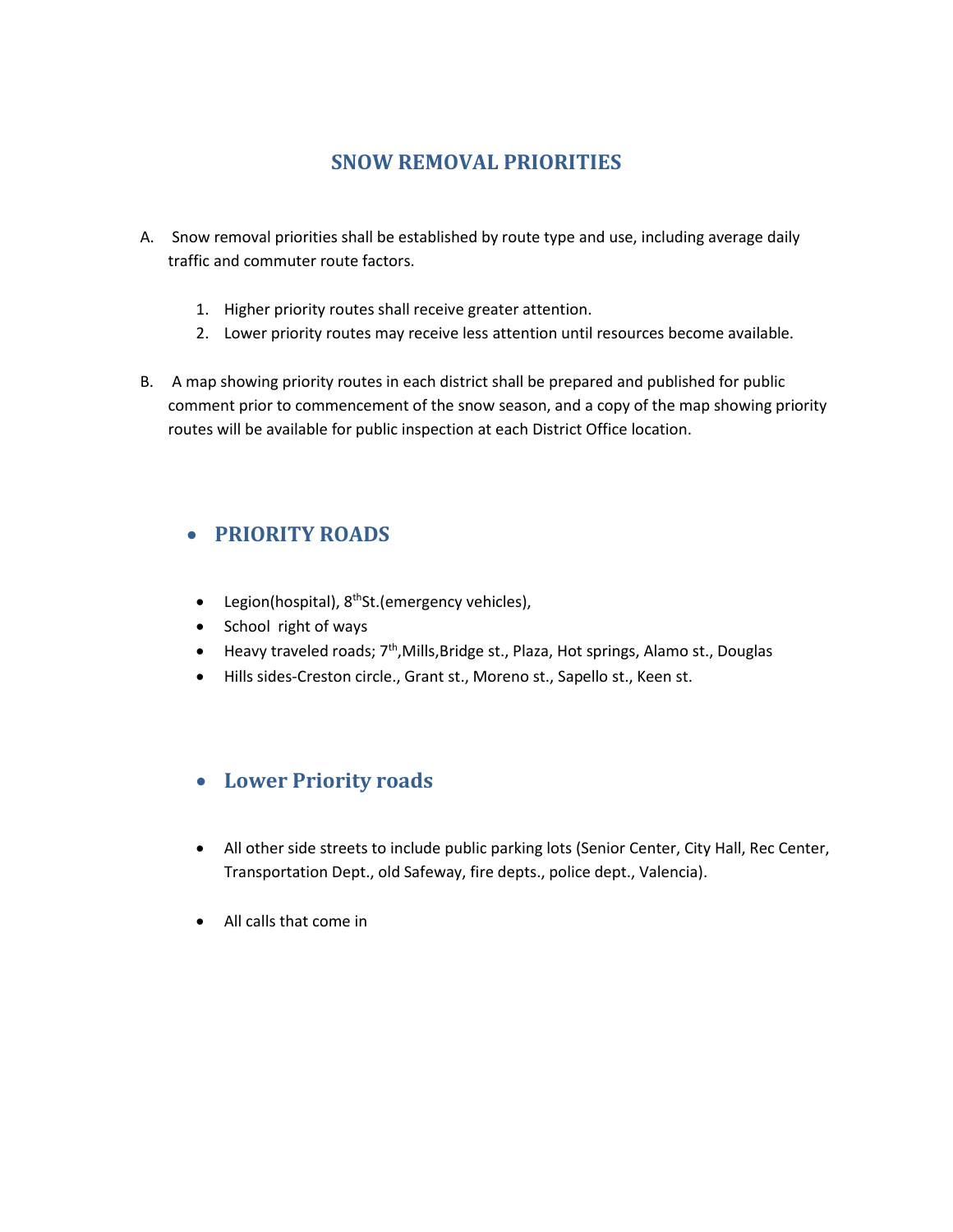# SNOW REMOVAL PRIORITIES

A. Snow removal priorities shall be established by route type and use, including average daily traffic and commuter route factors.

   1. Higher priority routes shall receive greater attention.
   2. Lower priority routes may receive less attention until resources become available.

B. A map showing priority routes in each district shall be prepared and published for public comment prior to commencement of the snow season, and a copy of the map showing priority routes will be available for public inspection at each District Office location.

## PRIORITY ROADS

- Legion(hospital), 8thSt.(emergency vehicles),
- School right of ways
- Heavy traveled roads; 7th,Mills,Bridge st., Plaza, Hot springs, Alamo st., Douglas
- Hills sides-Creston circle., Grant st., Moreno st., Sapello st., Keen st.

## Lower Priority roads

- All other side streets to include public parking lots (Senior Center, City Hall, Rec Center, Transportation Dept., old Safeway, fire depts., police dept., Valencia).
- All calls that come in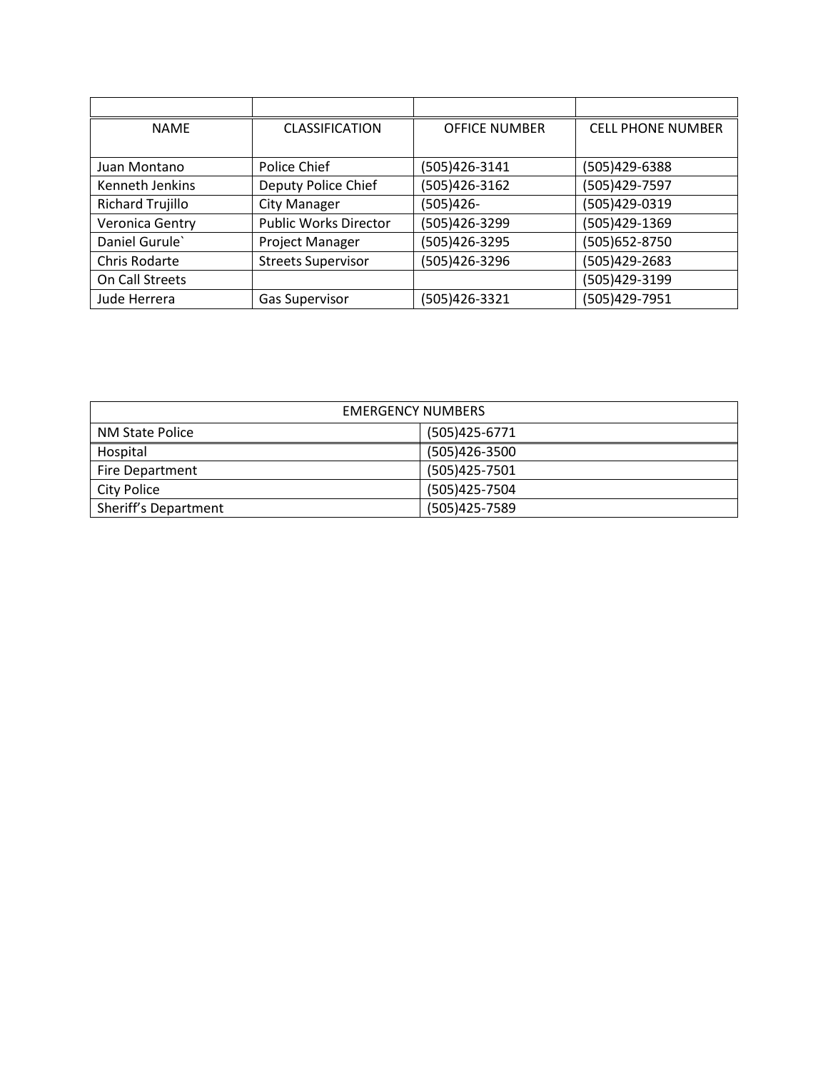| NAME | CLASSIFICATION | OFFICE NUMBER | CELL PHONE NUMBER |
|---|---|---|---|
| Juan Montano | Police Chief | (505)426-3141 | (505)429-6388 |
| Kenneth Jenkins | Deputy Police Chief | (505)426-3162 | (505)429-7597 |
| Richard Trujillo | City Manager | (505)426- | (505)429-0319 |
| Veronica Gentry | Public Works Director | (505)426-3299 | (505)429-1369 |
| Daniel Gurule` | Project Manager | (505)426-3295 | (505)652-8750 |
| Chris Rodarte | Streets Supervisor | (505)426-3296 | (505)429-2683 |
| On Call Streets | | | (505)429-3199 |
| Jude Herrera | Gas Supervisor | (505)426-3321 | (505)429-7951 |

| EMERGENCY NUMBERS | |
|---|---|
| NM State Police | (505)425-6771 |
| Hospital | (505)426-3500 |
| Fire Department | (505)425-7501 |
| City Police | (505)425-7504 |
| Sheriff's Department | (505)425-7589 |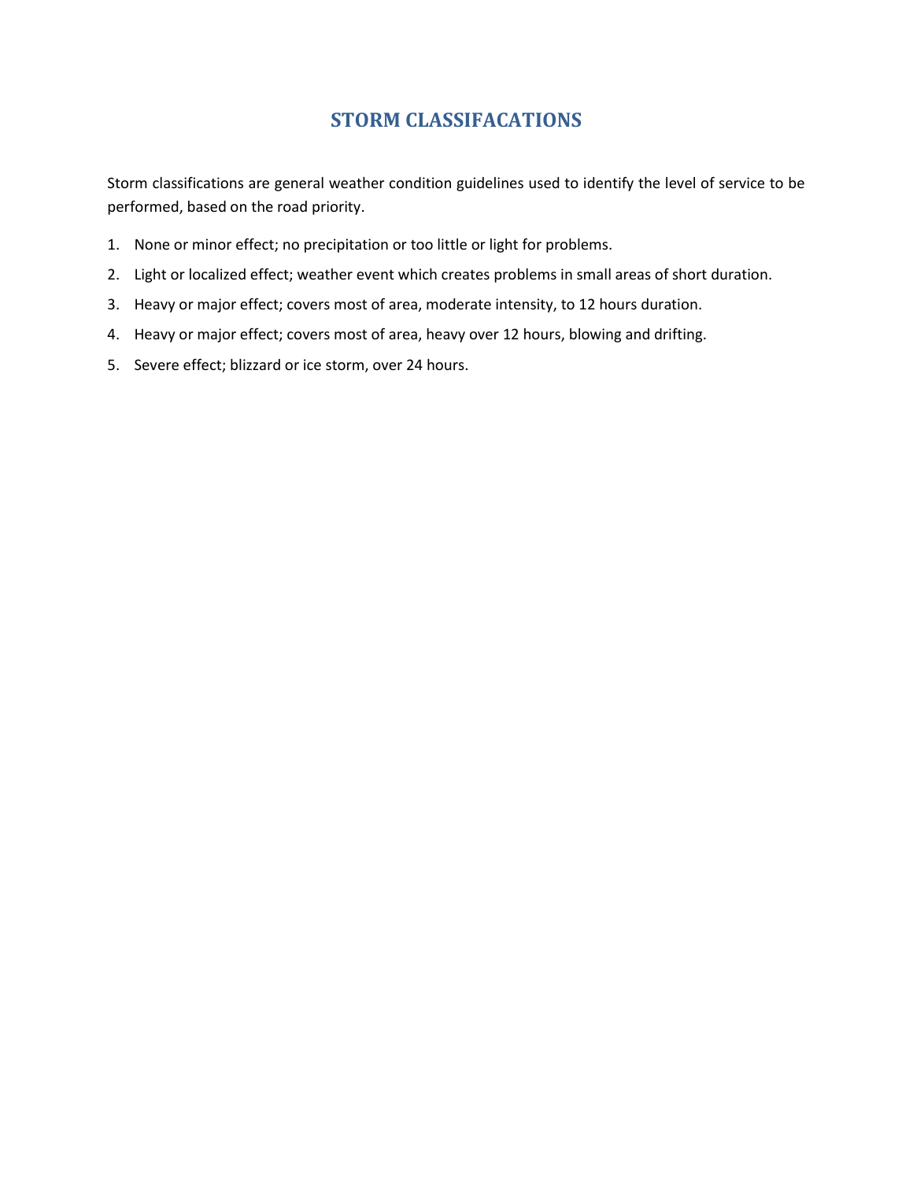# STORM CLASSIFACATIONS

Storm classifications are general weather condition guidelines used to identify the level of service to be performed, based on the road priority.

1. None or minor effect; no precipitation or too little or light for problems.
2. Light or localized effect; weather event which creates problems in small areas of short duration.
3. Heavy or major effect; covers most of area, moderate intensity, to 12 hours duration.
4. Heavy or major effect; covers most of area, heavy over 12 hours, blowing and drifting.
5. Severe effect; blizzard or ice storm, over 24 hours.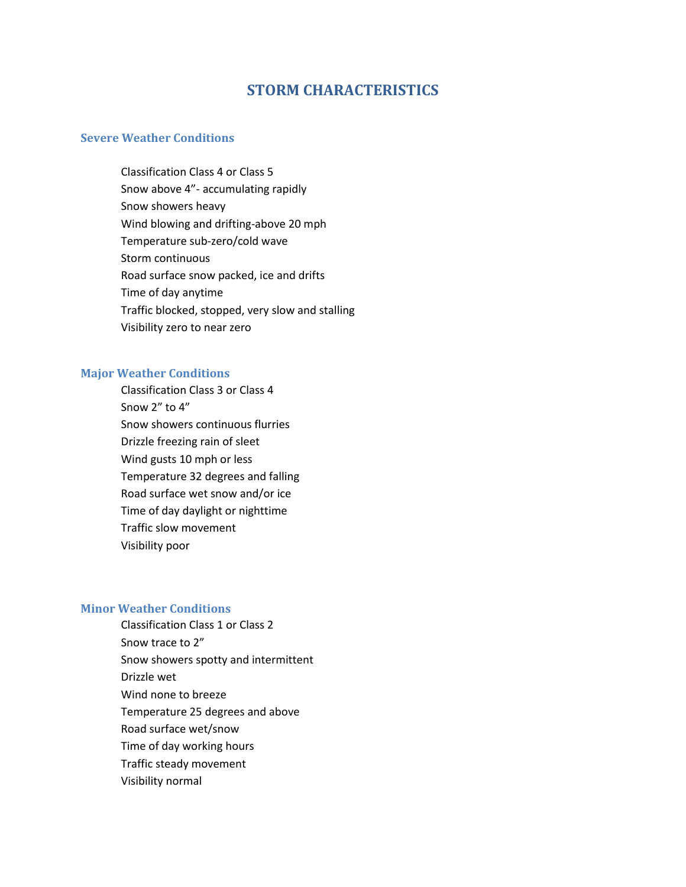# STORM CHARACTERISTICS

## Severe Weather Conditions

Classification Class 4 or Class 5
Snow above 4”- accumulating rapidly
Snow showers heavy
Wind blowing and drifting-above 20 mph
Temperature sub-zero/cold wave
Storm continuous
Road surface snow packed, ice and drifts
Time of day anytime
Traffic blocked, stopped, very slow and stalling
Visibility zero to near zero

## Major Weather Conditions

Classification Class 3 or Class 4
Snow 2” to 4”
Snow showers continuous flurries
Drizzle freezing rain of sleet
Wind gusts 10 mph or less
Temperature 32 degrees and falling
Road surface wet snow and/or ice
Time of day daylight or nighttime
Traffic slow movement
Visibility poor

## Minor Weather Conditions

Classification Class 1 or Class 2
Snow trace to 2”
Snow showers spotty and intermittent
Drizzle wet
Wind none to breeze
Temperature 25 degrees and above
Road surface wet/snow
Time of day working hours
Traffic steady movement
Visibility normal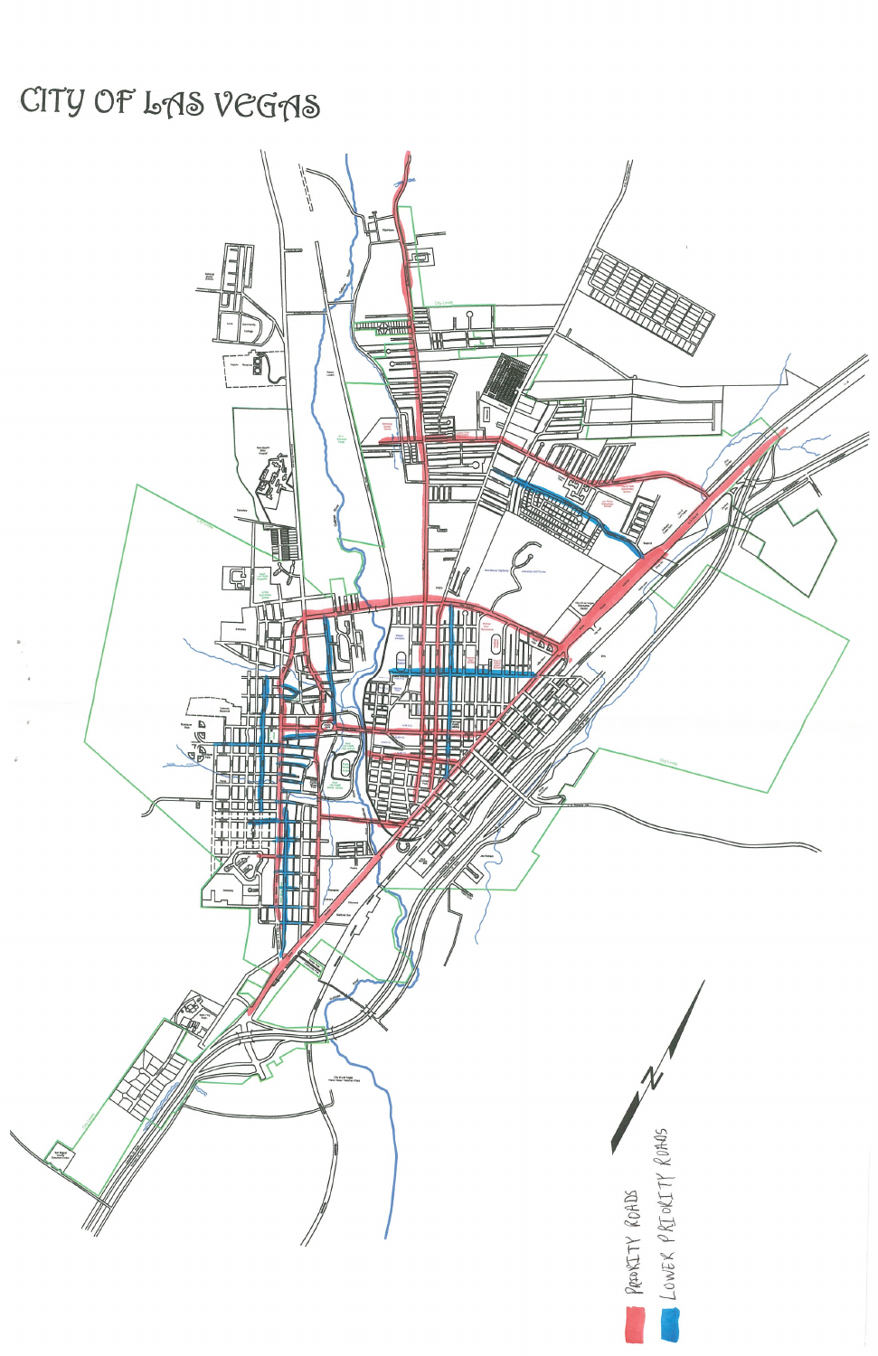# CITY OF LAS VEGAS

PRIORITY ROADS

LOWER PRIORITY ROADS

N